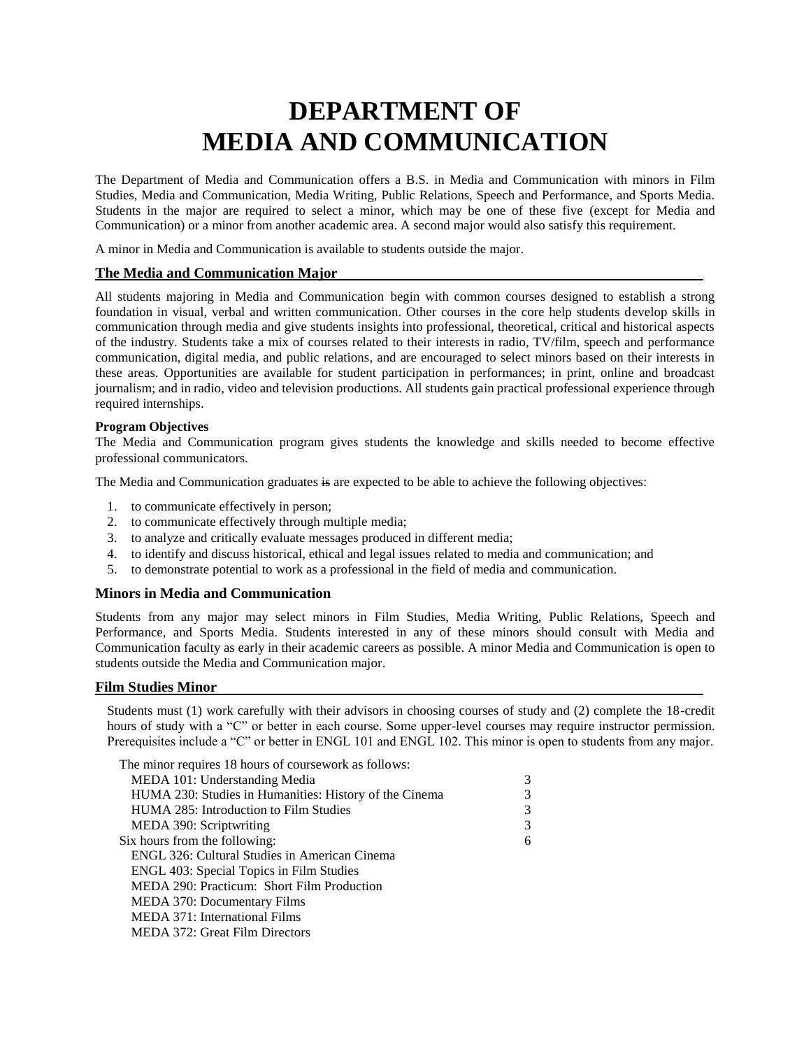# DEPARTMENT OF MEDIA AND COMMUNICATION

The Department of Media and Communication offers a B.S. in Media and Communication with minors in Film Studies, Media and Communication, Media Writing, Public Relations, Speech and Performance, and Sports Media. Students in the major are required to select a minor, which may be one of these five (except for Media and Communication) or a minor from another academic area. A second major would also satisfy this requirement.

A minor in Media and Communication is available to students outside the major.

## The Media and Communication Major

All students majoring in Media and Communication begin with common courses designed to establish a strong foundation in visual, verbal and written communication. Other courses in the core help students develop skills in communication through media and give students insights into professional, theoretical, critical and historical aspects of the industry. Students take a mix of courses related to their interests in radio, TV/film, speech and performance communication, digital media, and public relations, and are encouraged to select minors based on their interests in these areas. Opportunities are available for student participation in performances; in print, online and broadcast journalism; and in radio, video and television productions. All students gain practical professional experience through required internships.

**Program Objectives**

The Media and Communication program gives students the knowledge and skills needed to become effective professional communicators.

The Media and Communication graduates ~~is~~ are expected to be able to achieve the following objectives:

1. to communicate effectively in person;
2. to communicate effectively through multiple media;
3. to analyze and critically evaluate messages produced in different media;
4. to identify and discuss historical, ethical and legal issues related to media and communication; and
5. to demonstrate potential to work as a professional in the field of media and communication.

## Minors in Media and Communication

Students from any major may select minors in Film Studies, Media Writing, Public Relations, Speech and Performance, and Sports Media. Students interested in any of these minors should consult with Media and Communication faculty as early in their academic careers as possible. A minor Media and Communication is open to students outside the Media and Communication major.

## Film Studies Minor

Students must (1) work carefully with their advisors in choosing courses of study and (2) complete the 18-credit hours of study with a "C" or better in each course. Some upper-level courses may require instructor permission. Prerequisites include a "C" or better in ENGL 101 and ENGL 102. This minor is open to students from any major.

The minor requires 18 hours of coursework as follows:

| Course | Hours |
|---|---|
| MEDA 101: Understanding Media | 3 |
| HUMA 230: Studies in Humanities: History of the Cinema | 3 |
| HUMA 285: Introduction to Film Studies | 3 |
| MEDA 390: Scriptwriting | 3 |
| Six hours from the following: | 6 |
| ENGL 326: Cultural Studies in American Cinema | |
| ENGL 403: Special Topics in Film Studies | |
| MEDA 290: Practicum: Short Film Production | |
| MEDA 370: Documentary Films | |
| MEDA 371: International Films | |
| MEDA 372: Great Film Directors | |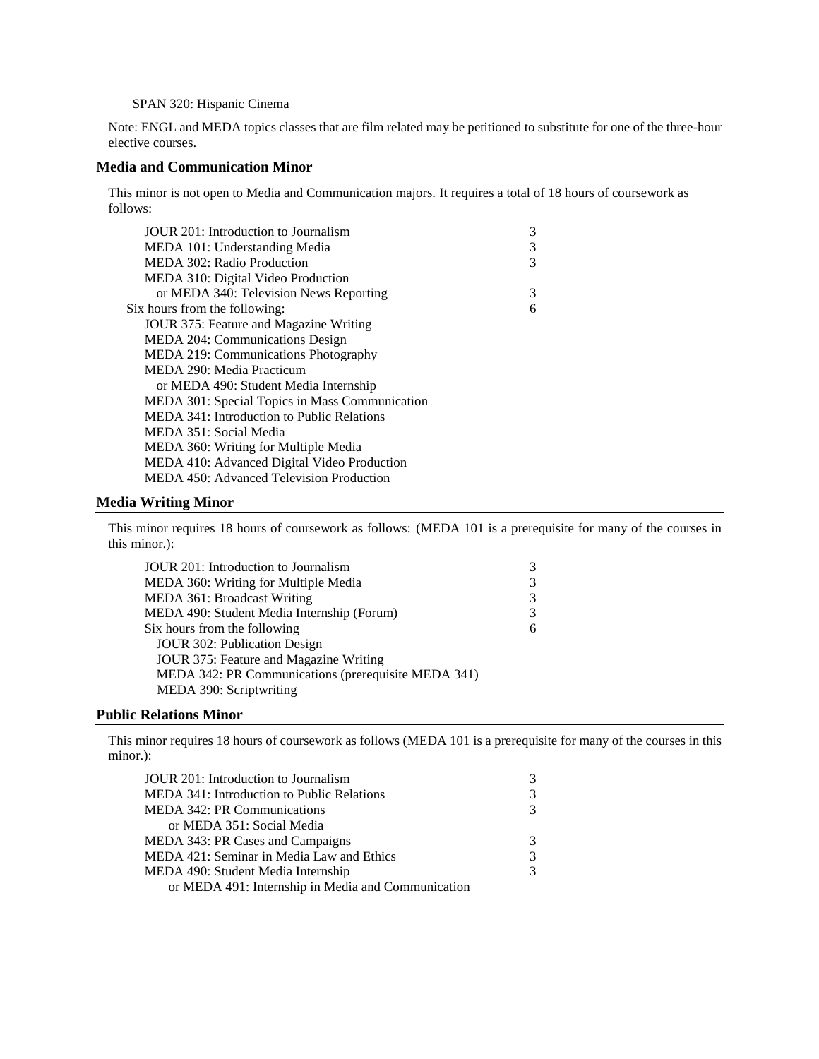SPAN 320: Hispanic Cinema

Note: ENGL and MEDA topics classes that are film related may be petitioned to substitute for one of the three-hour elective courses.

## Media and Communication Minor

This minor is not open to Media and Communication majors. It requires a total of 18 hours of coursework as follows:

| Course | Hours |
|---|---|
| JOUR 201: Introduction to Journalism | 3 |
| MEDA 101: Understanding Media | 3 |
| MEDA 302: Radio Production | 3 |
| MEDA 310: Digital Video Production or MEDA 340: Television News Reporting | 3 |
| Six hours from the following: | 6 |
| JOUR 375: Feature and Magazine Writing | |
| MEDA 204: Communications Design | |
| MEDA 219: Communications Photography | |
| MEDA 290: Media Practicum or MEDA 490: Student Media Internship | |
| MEDA 301: Special Topics in Mass Communication | |
| MEDA 341: Introduction to Public Relations | |
| MEDA 351: Social Media | |
| MEDA 360: Writing for Multiple Media | |
| MEDA 410: Advanced Digital Video Production | |
| MEDA 450: Advanced Television Production | |

## Media Writing Minor

This minor requires 18 hours of coursework as follows: (MEDA 101 is a prerequisite for many of the courses in this minor.):

| Course | Hours |
|---|---|
| JOUR 201: Introduction to Journalism | 3 |
| MEDA 360: Writing for Multiple Media | 3 |
| MEDA 361: Broadcast Writing | 3 |
| MEDA 490: Student Media Internship (Forum) | 3 |
| Six hours from the following | 6 |
| JOUR 302: Publication Design | |
| JOUR 375: Feature and Magazine Writing | |
| MEDA 342: PR Communications (prerequisite MEDA 341) | |
| MEDA 390: Scriptwriting | |

## Public Relations Minor

This minor requires 18 hours of coursework as follows (MEDA 101 is a prerequisite for many of the courses in this minor.):

| Course | Hours |
|---|---|
| JOUR 201: Introduction to Journalism | 3 |
| MEDA 341: Introduction to Public Relations | 3 |
| MEDA 342: PR Communications or MEDA 351: Social Media | 3 |
| MEDA 343: PR Cases and Campaigns | 3 |
| MEDA 421: Seminar in Media Law and Ethics | 3 |
| MEDA 490: Student Media Internship or MEDA 491: Internship in Media and Communication | 3 |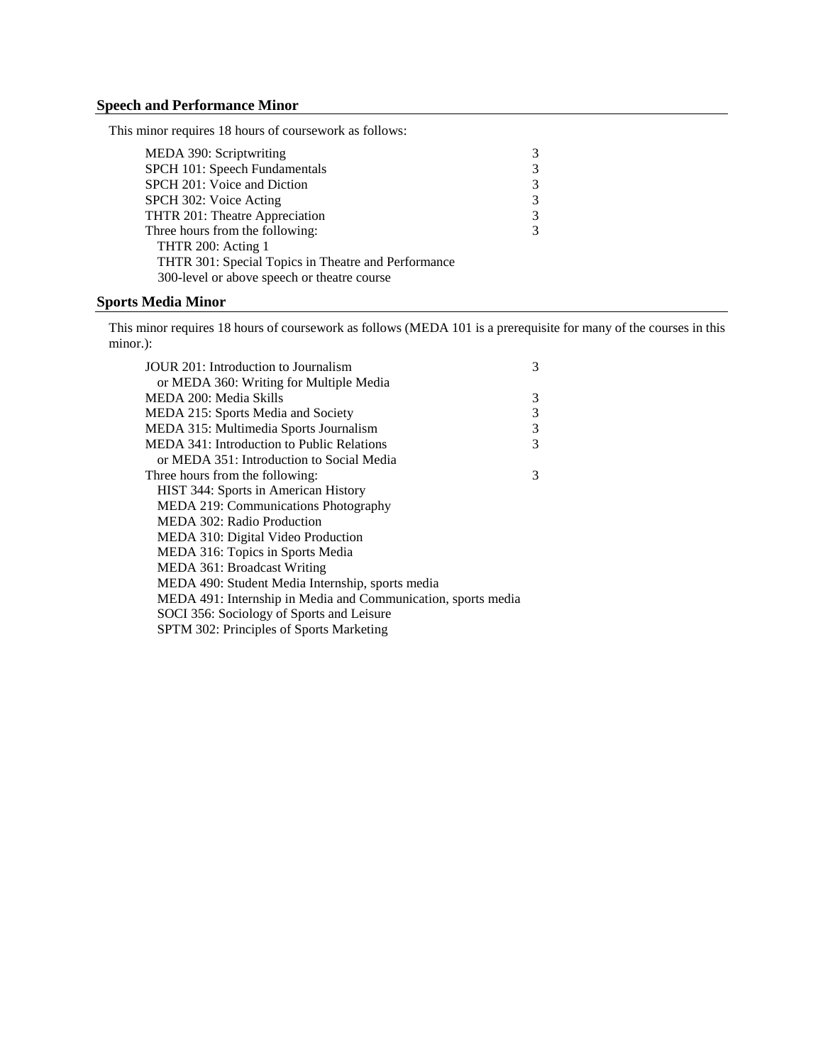## Speech and Performance Minor

This minor requires 18 hours of coursework as follows:

| Course | Hours |
|---|---|
| MEDA 390: Scriptwriting | 3 |
| SPCH 101: Speech Fundamentals | 3 |
| SPCH 201: Voice and Diction | 3 |
| SPCH 302: Voice Acting | 3 |
| THTR 201: Theatre Appreciation | 3 |
| Three hours from the following: | 3 |
| THTR 200: Acting 1 | |
| THTR 301: Special Topics in Theatre and Performance | |
| 300-level or above speech or theatre course | |

## Sports Media Minor

This minor requires 18 hours of coursework as follows (MEDA 101 is a prerequisite for many of the courses in this minor.):

| Course | Hours |
|---|---|
| JOUR 201: Introduction to Journalism or MEDA 360: Writing for Multiple Media | 3 |
| MEDA 200: Media Skills | 3 |
| MEDA 215: Sports Media and Society | 3 |
| MEDA 315: Multimedia Sports Journalism | 3 |
| MEDA 341: Introduction to Public Relations or MEDA 351: Introduction to Social Media | 3 |
| Three hours from the following: | 3 |
| HIST 344: Sports in American History | |
| MEDA 219: Communications Photography | |
| MEDA 302: Radio Production | |
| MEDA 310: Digital Video Production | |
| MEDA 316: Topics in Sports Media | |
| MEDA 361: Broadcast Writing | |
| MEDA 490: Student Media Internship, sports media | |
| MEDA 491: Internship in Media and Communication, sports media | |
| SOCI 356: Sociology of Sports and Leisure | |
| SPTM 302: Principles of Sports Marketing | |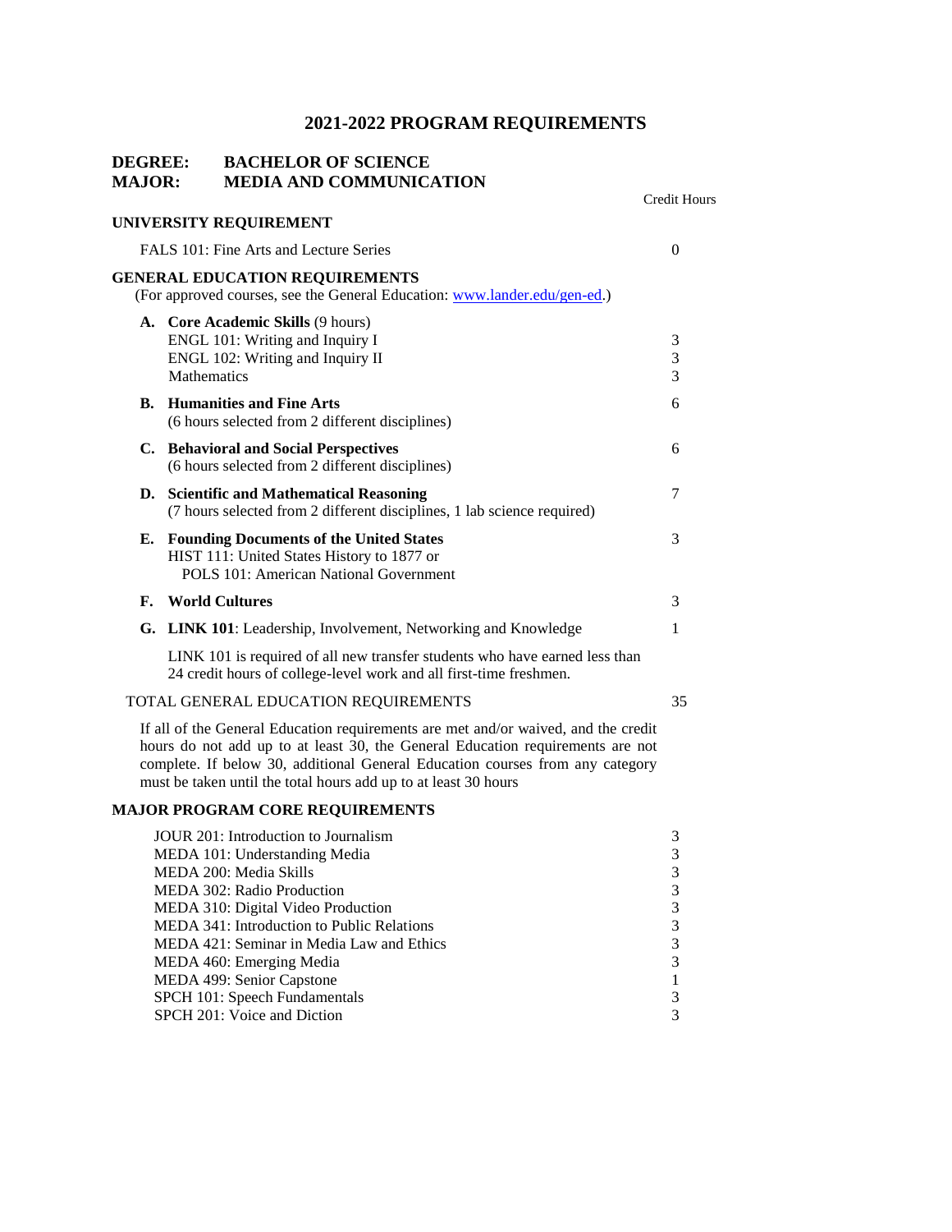# 2021-2022 PROGRAM REQUIREMENTS

**DEGREE: BACHELOR OF SCIENCE**
**MAJOR: MEDIA AND COMMUNICATION**

| | Credit Hours |
|---|---|
| **UNIVERSITY REQUIREMENT** | |
| FALS 101: Fine Arts and Lecture Series | 0 |
| **GENERAL EDUCATION REQUIREMENTS** (For approved courses, see the General Education: [www.lander.edu/gen-ed](www.lander.edu/gen-ed).) | |
| **A. Core Academic Skills** (9 hours) | |
| ENGL 101: Writing and Inquiry I | 3 |
| ENGL 102: Writing and Inquiry II | 3 |
| Mathematics | 3 |
| **B. Humanities and Fine Arts** (6 hours selected from 2 different disciplines) | 6 |
| **C. Behavioral and Social Perspectives** (6 hours selected from 2 different disciplines) | 6 |
| **D. Scientific and Mathematical Reasoning** (7 hours selected from 2 different disciplines, 1 lab science required) | 7 |
| **E. Founding Documents of the United States** HIST 111: United States History to 1877 or POLS 101: American National Government | 3 |
| **F. World Cultures** | 3 |
| **G. LINK 101**: Leadership, Involvement, Networking and Knowledge | 1 |

LINK 101 is required of all new transfer students who have earned less than 24 credit hours of college-level work and all first-time freshmen.

| | |
|---|---|
| TOTAL GENERAL EDUCATION REQUIREMENTS | 35 |

If all of the General Education requirements are met and/or waived, and the credit hours do not add up to at least 30, the General Education requirements are not complete. If below 30, additional General Education courses from any category must be taken until the total hours add up to at least 30 hours

## MAJOR PROGRAM CORE REQUIREMENTS

| Course | Credit Hours |
|---|---|
| JOUR 201: Introduction to Journalism | 3 |
| MEDA 101: Understanding Media | 3 |
| MEDA 200: Media Skills | 3 |
| MEDA 302: Radio Production | 3 |
| MEDA 310: Digital Video Production | 3 |
| MEDA 341: Introduction to Public Relations | 3 |
| MEDA 421: Seminar in Media Law and Ethics | 3 |
| MEDA 460: Emerging Media | 3 |
| MEDA 499: Senior Capstone | 1 |
| SPCH 101: Speech Fundamentals | 3 |
| SPCH 201: Voice and Diction | 3 |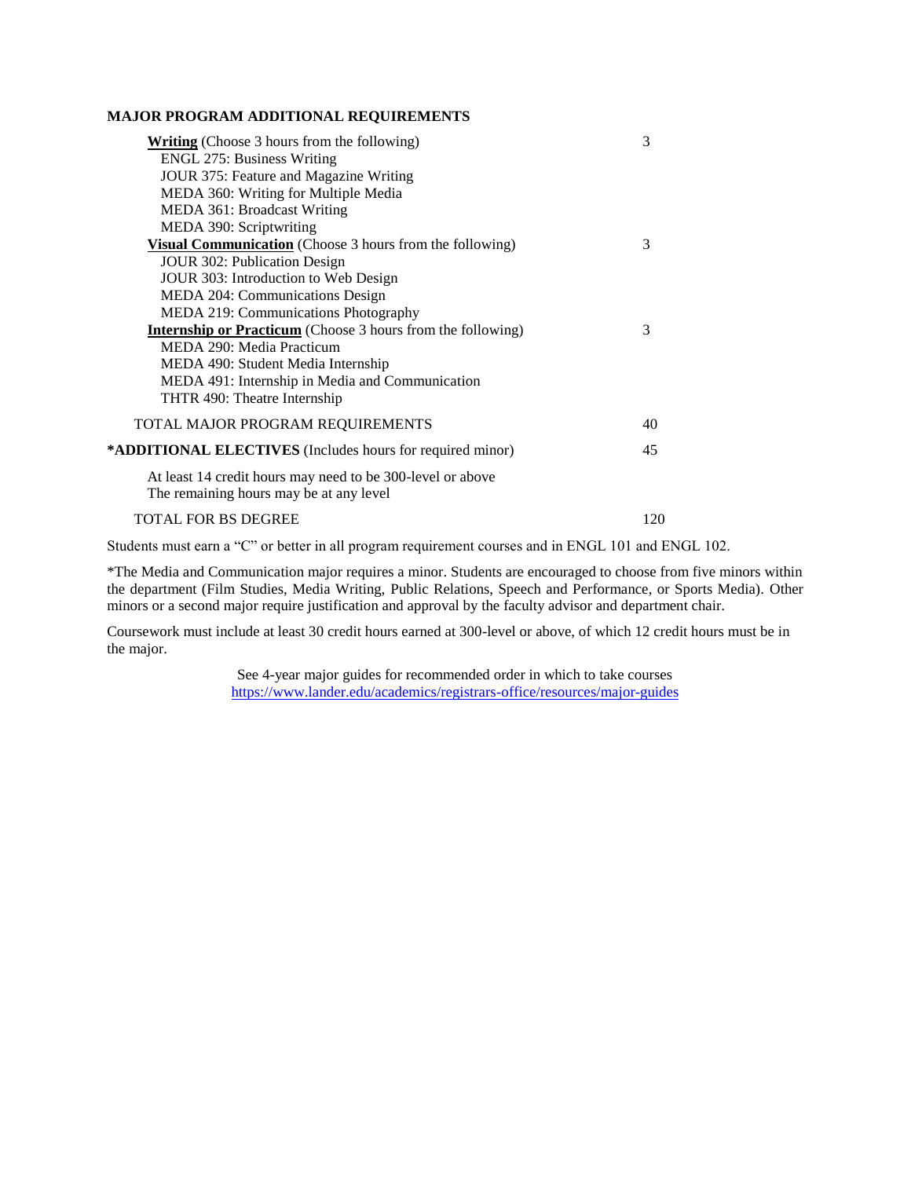**MAJOR PROGRAM ADDITIONAL REQUIREMENTS**

| | |
|---|---|
| **Writing** (Choose 3 hours from the following) | 3 |
| ENGL 275: Business Writing | |
| JOUR 375: Feature and Magazine Writing | |
| MEDA 360: Writing for Multiple Media | |
| MEDA 361: Broadcast Writing | |
| MEDA 390: Scriptwriting | |
| **Visual Communication** (Choose 3 hours from the following) | 3 |
| JOUR 302: Publication Design | |
| JOUR 303: Introduction to Web Design | |
| MEDA 204: Communications Design | |
| MEDA 219: Communications Photography | |
| **Internship or Practicum** (Choose 3 hours from the following) | 3 |
| MEDA 290: Media Practicum | |
| MEDA 490: Student Media Internship | |
| MEDA 491: Internship in Media and Communication | |
| THTR 490: Theatre Internship | |
| TOTAL MAJOR PROGRAM REQUIREMENTS | 40 |
| ***ADDITIONAL ELECTIVES** (Includes hours for required minor) | 45 |
| At least 14 credit hours may need to be 300-level or above<br>The remaining hours may be at any level | |
| TOTAL FOR BS DEGREE | 120 |

Students must earn a "C" or better in all program requirement courses and in ENGL 101 and ENGL 102.

*The Media and Communication major requires a minor. Students are encouraged to choose from five minors within the department (Film Studies, Media Writing, Public Relations, Speech and Performance, or Sports Media). Other minors or a second major require justification and approval by the faculty advisor and department chair.

Coursework must include at least 30 credit hours earned at 300-level or above, of which 12 credit hours must be in the major.

See 4-year major guides for recommended order in which to take courses
https://www.lander.edu/academics/registrars-office/resources/major-guides